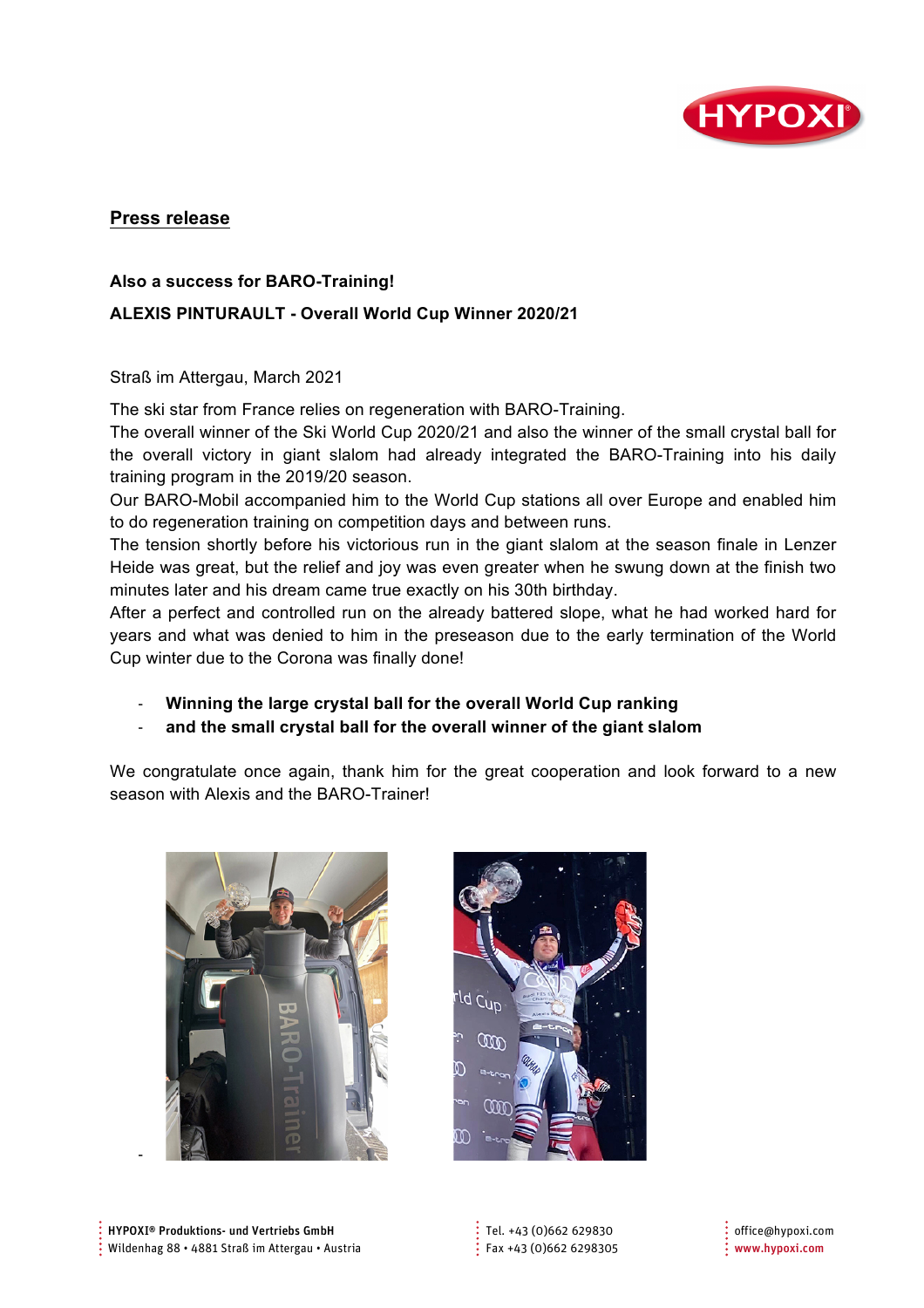**Press release**

**Also a success for BARO-Training!**

**ALEXIS PINTURAULT - Overall World Cup Winner 2020/21**

Straß im Attergau, March 2021

The ski star from France relies on regeneration with BARO-Training.
The overall winner of the Ski World Cup 2020/21 and also the winner of the small crystal ball for the overall victory in giant slalom had already integrated the BARO-Training into his daily training program in the 2019/20 season.
Our BARO-Mobil accompanied him to the World Cup stations all over Europe and enabled him to do regeneration training on competition days and between runs.
The tension shortly before his victorious run in the giant slalom at the season finale in Lenzer Heide was great, but the relief and joy was even greater when he swung down at the finish two minutes later and his dream came true exactly on his 30th birthday.
After a perfect and controlled run on the already battered slope, what he had worked hard for years and what was denied to him in the preseason due to the early termination of the World Cup winter due to the Corona was finally done!

- **Winning the large crystal ball for the overall World Cup ranking**
- **and the small crystal ball for the overall winner of the giant slalom**

We congratulate once again, thank him for the great cooperation and look forward to a new season with Alexis and the BARO-Trainer!

HYPOXI® Produktions- und Vertriebs GmbH
Wildenhag 88 • 4881 Straß im Attergau • Austria

Tel. +43 (0)662 629830
Fax +43 (0)662 6298305

office@hypoxi.com
www.hypoxi.com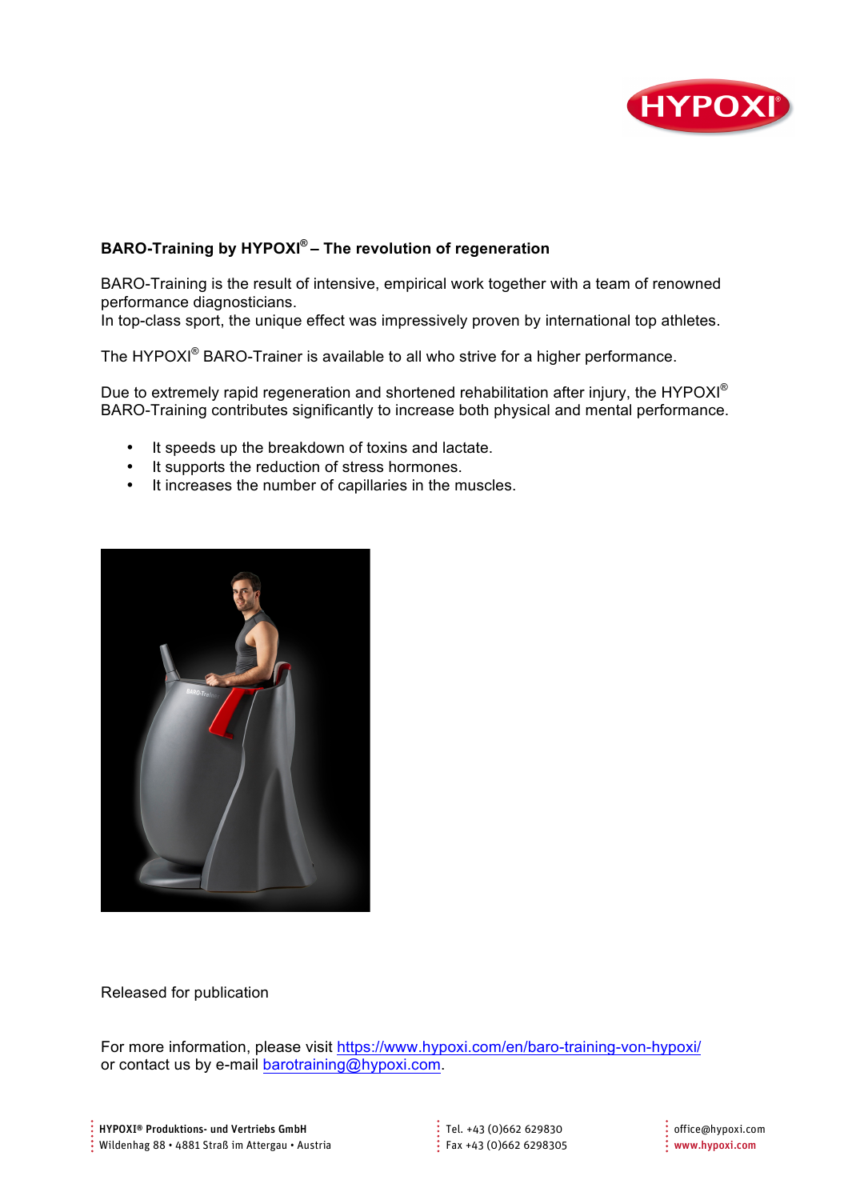## BARO-Training by HYPOXI® – The revolution of regeneration

BARO-Training is the result of intensive, empirical work together with a team of renowned performance diagnosticians.
In top-class sport, the unique effect was impressively proven by international top athletes.

The HYPOXI® BARO-Trainer is available to all who strive for a higher performance.

Due to extremely rapid regeneration and shortened rehabilitation after injury, the HYPOXI® BARO-Training contributes significantly to increase both physical and mental performance.

- It speeds up the breakdown of toxins and lactate.
- It supports the reduction of stress hormones.
- It increases the number of capillaries in the muscles.

Released for publication

For more information, please visit https://www.hypoxi.com/en/baro-training-von-hypoxi/
or contact us by e-mail barotraining@hypoxi.com.

**HYPOXI® Produktions- und Vertriebs GmbH**
Wildenhag 88 • 4881 Straß im Attergau • Austria

Tel. +43 (0)662 629830
Fax +43 (0)662 6298305

office@hypoxi.com
www.hypoxi.com